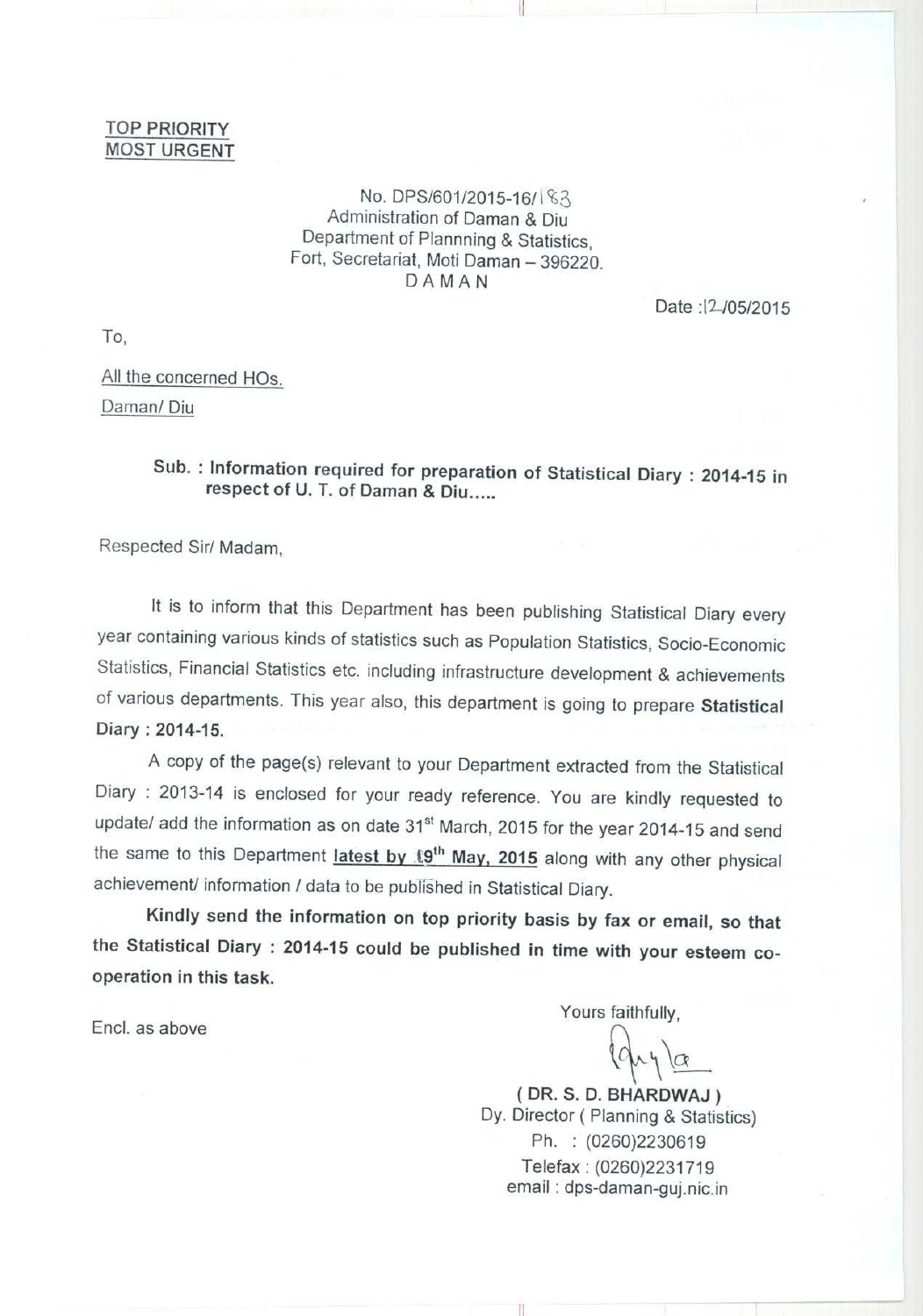<u>TOP PRIORITY</u>
<u>MOST URGENT</u>

No. DPS/601/2015-16/183
Administration of Daman & Diu
Department of Plannning & Statistics,
Fort, Secretariat, Moti Daman – 396220.
D A M A N

Date :12/05/2015

To,

<u>All the concerned HOs.</u>
<u>Daman/ Diu</u>

**Sub. : Information required for preparation of Statistical Diary : 2014-15 in respect of U. T. of Daman & Diu.....**

Respected Sir/ Madam,

It is to inform that this Department has been publishing Statistical Diary every year containing various kinds of statistics such as Population Statistics, Socio-Economic Statistics, Financial Statistics etc. including infrastructure development & achievements of various departments. This year also, this department is going to prepare **Statistical Diary : 2014-15.**

A copy of the page(s) relevant to your Department extracted from the Statistical Diary : 2013-14 is enclosed for your ready reference. You are kindly requested to update/ add the information as on date 31st March, 2015 for the year 2014-15 and send the same to this Department **<u>latest by 19th May, 2015</u>** along with any other physical achievement/ information / data to be published in Statistical Diary.

**Kindly send the information on top priority basis by fax or email, so that the Statistical Diary : 2014-15 could be published in time with your esteem co-operation in this task.**

Encl. as above

Yours faithfully,

**( DR. S. D. BHARDWAJ )**
Dy. Director ( Planning & Statistics)
Ph. : (0260)2230619
Telefax : (0260)2231719
email : dps-daman-guj.nic.in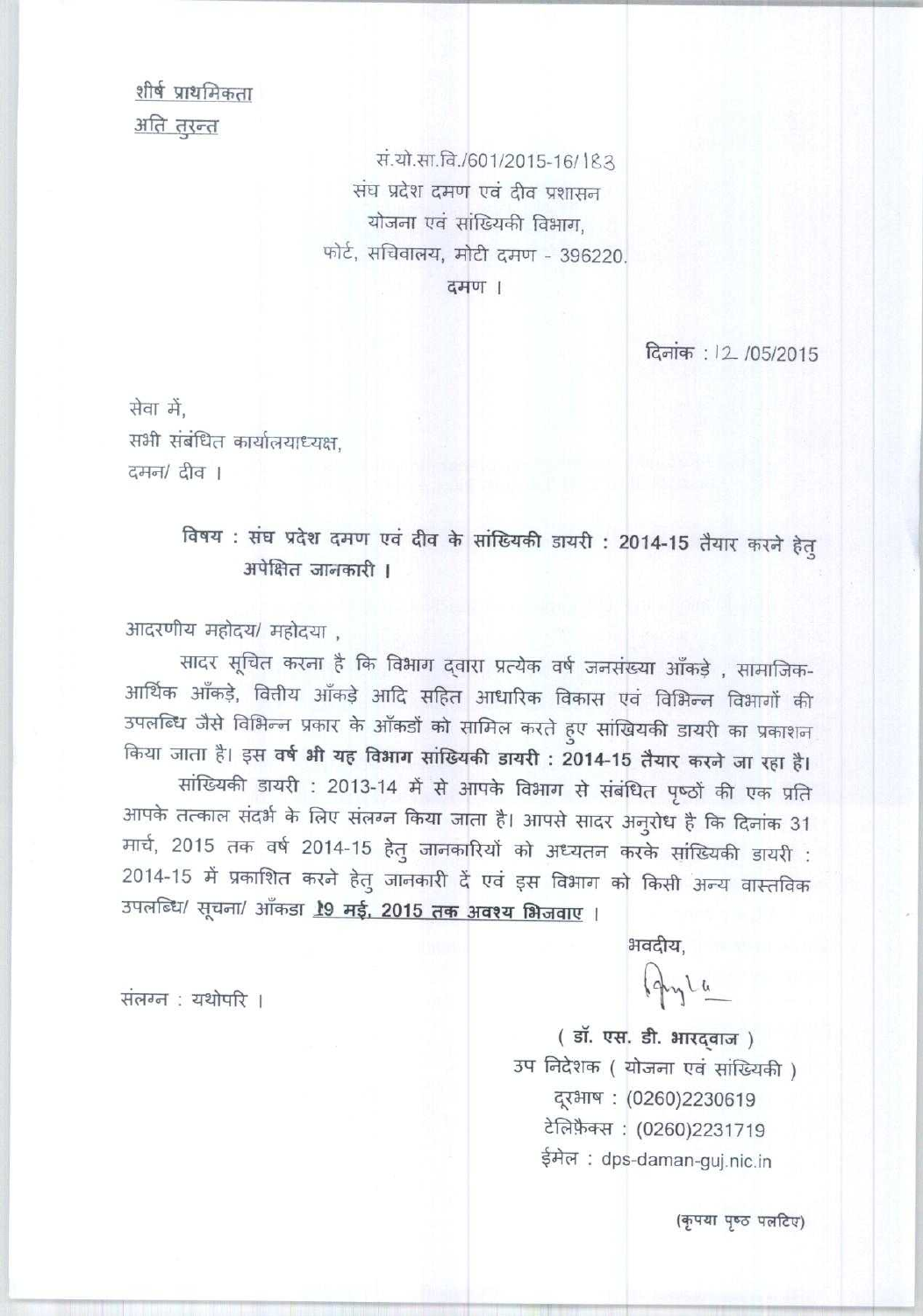<u>शीर्ष प्राथमिकता</u>
<u>अति तुरन्त</u>

सं.यो.सा.वि./601/2015-16/183
संघ प्रदेश दमण एवं दीव प्रशासन
योजना एवं सांख्यिकी विभाग,
फोर्ट, सचिवालय, मोटी दमण - 396220.
दमण ।

दिनांक : 12 /05/2015

सेवा में,
सभी संबंधित कार्यालयाध्यक्ष,
दमन/ दीव ।

**विषय : संघ प्रदेश दमण एवं दीव के सांख्यिकी डायरी : 2014-15 तैयार करने हेतु अपेक्षित जानकारी ।**

आदरणीय महोदय/ महोदया ,

सादर सूचित करना है कि विभाग द्वारा प्रत्येक वर्ष जनसंख्या आँकड़े , सामाजिक-आर्थिक आँकड़े, वित्तीय आँकड़े आदि सहित आधारिक विकास एवं विभिन्न विभागों की उपलब्धि जैसे विभिन्न प्रकार के आँकडों को सामिल करते हुए सांख्यिकी डायरी का प्रकाशन किया जाता है। **इस वर्ष भी यह विभाग सांख्यिकी डायरी : 2014-15 तैयार करने जा रहा है।**

सांख्यिकी डायरी : 2013-14 में से आपके विभाग से संबंधित पृष्ठों की एक प्रति आपके तत्काल संदर्भ के लिए संलग्न किया जाता है। आपसे सादर अनुरोध है कि दिनांक 31 मार्च, 2015 तक वर्ष 2014-15 हेतु जानकारियों को अध्यतन करके सांख्यिकी डायरी : 2014-15 में प्रकाशित करने हेतु जानकारी दें एवं इस विभाग को किसी अन्य वास्तविक उपलब्धि/ सूचना/ आँकडा **<u>19 मई, 2015 तक अवश्य भिजवाए</u>** ।

भवदीय,

संलग्न : यथोपरि ।

**( डॉ. एस. डी. भारद्वाज )**
उप निदेशक ( योजना एवं सांख्यिकी )
दूरभाष : (0260)2230619
टेलिफ़ैक्स : (0260)2231719
ईमेल : dps-daman-guj.nic.in

(कृपया पृष्ठ पलटिए)